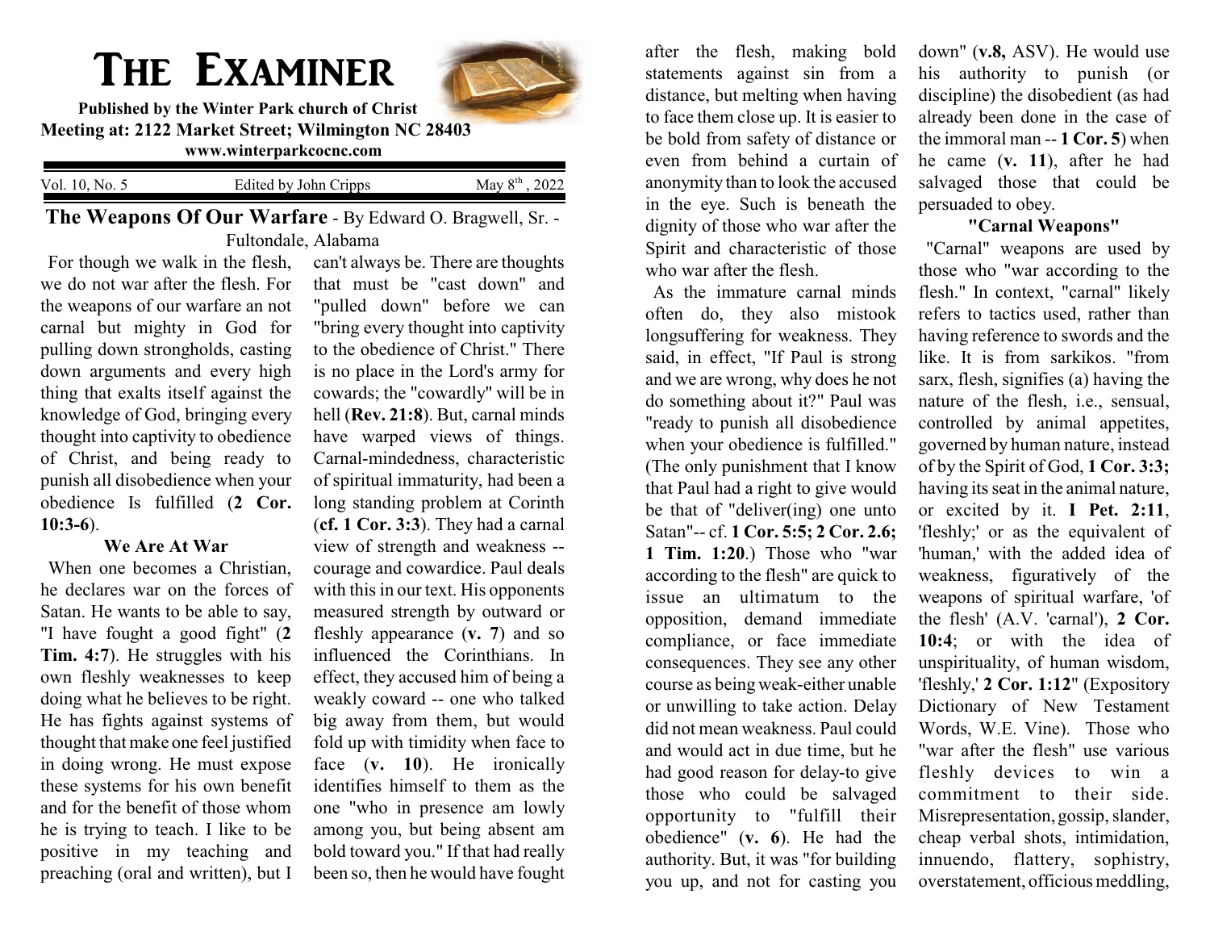# THE EXAMINER

**Published by the Winter Park church of Christ**
**Meeting at: 2122 Market Street; Wilmington NC 28403**
**www.winterparkcocnc.com**

Vol. 10, No. 5 | Edited by John Cripps | May 8th, 2022

## The Weapons Of Our Warfare - By Edward O. Bragwell, Sr. - Fultondale, Alabama

For though we walk in the flesh, we do not war after the flesh. For the weapons of our warfare an not carnal but mighty in God for pulling down strongholds, casting down arguments and every high thing that exalts itself against the knowledge of God, bringing every thought into captivity to obedience of Christ, and being ready to punish all disobedience when your obedience Is fulfilled (**2 Cor. 10:3-6**).

### We Are At War

When one becomes a Christian, he declares war on the forces of Satan. He wants to be able to say, "I have fought a good fight" (**2 Tim. 4:7**). He struggles with his own fleshly weaknesses to keep doing what he believes to be right. He has fights against systems of thought that make one feel justified in doing wrong. He must expose these systems for his own benefit and for the benefit of those whom he is trying to teach. I like to be positive in my teaching and preaching (oral and written), but I can't always be. There are thoughts that must be "cast down" and "pulled down" before we can "bring every thought into captivity to the obedience of Christ." There is no place in the Lord's army for cowards; the "cowardly" will be in hell (**Rev. 21:8**). But, carnal minds have warped views of things. Carnal-mindedness, characteristic of spiritual immaturity, had been a long standing problem at Corinth (**cf. 1 Cor. 3:3**). They had a carnal view of strength and weakness -- courage and cowardice. Paul deals with this in our text. His opponents measured strength by outward or fleshly appearance (**v. 7**) and so influenced the Corinthians. In effect, they accused him of being a weakly coward -- one who talked big away from them, but would fold up with timidity when face to face (**v. 10**). He ironically identifies himself to them as the one "who in presence am lowly among you, but being absent am bold toward you." If that had really been so, then he would have fought after the flesh, making bold statements against sin from a distance, but melting when having to face them close up. It is easier to be bold from safety of distance or even from behind a curtain of anonymity than to look the accused in the eye. Such is beneath the dignity of those who war after the Spirit and characteristic of those who war after the flesh.

As the immature carnal minds often do, they also mistook longsuffering for weakness. They said, in effect, "If Paul is strong and we are wrong, why does he not do something about it?" Paul was "ready to punish all disobedience when your obedience is fulfilled." (The only punishment that I know that Paul had a right to give would be that of "deliver(ing) one unto Satan"-- cf. **1 Cor. 5:5; 2 Cor. 2.6; 1 Tim. 1:20**.) Those who "war according to the flesh" are quick to issue an ultimatum to the opposition, demand immediate compliance, or face immediate consequences. They see any other course as being weak-either unable or unwilling to take action. Delay did not mean weakness. Paul could and would act in due time, but he had good reason for delay-to give those who could be salvaged opportunity to "fulfill their obedience" (**v. 6**). He had the authority. But, it was "for building you up, and not for casting you down" (**v.8,** ASV). He would use his authority to punish (or discipline) the disobedient (as had already been done in the case of the immoral man -- **1 Cor. 5**) when he came (**v. 11**), after he had salvaged those that could be persuaded to obey.

### "Carnal Weapons"

"Carnal" weapons are used by those who "war according to the flesh." In context, "carnal" likely refers to tactics used, rather than having reference to swords and the like. It is from sarkikos. "from sarx, flesh, signifies (a) having the nature of the flesh, i.e., sensual, controlled by animal appetites, governed by human nature, instead of by the Spirit of God, **1 Cor. 3:3;** having its seat in the animal nature, or excited by it. **I Pet. 2:11**, 'fleshly;' or as the equivalent of 'human,' with the added idea of weakness, figuratively of the weapons of spiritual warfare, 'of the flesh' (A.V. 'carnal'), **2 Cor. 10:4**; or with the idea of unspirituality, of human wisdom, 'fleshly,' **2 Cor. 1:12**" (Expository Dictionary of New Testament Words, W.E. Vine). Those who "war after the flesh" use various fleshly devices to win a commitment to their side. Misrepresentation, gossip, slander, cheap verbal shots, intimidation, innuendo, flattery, sophistry, overstatement, officious meddling,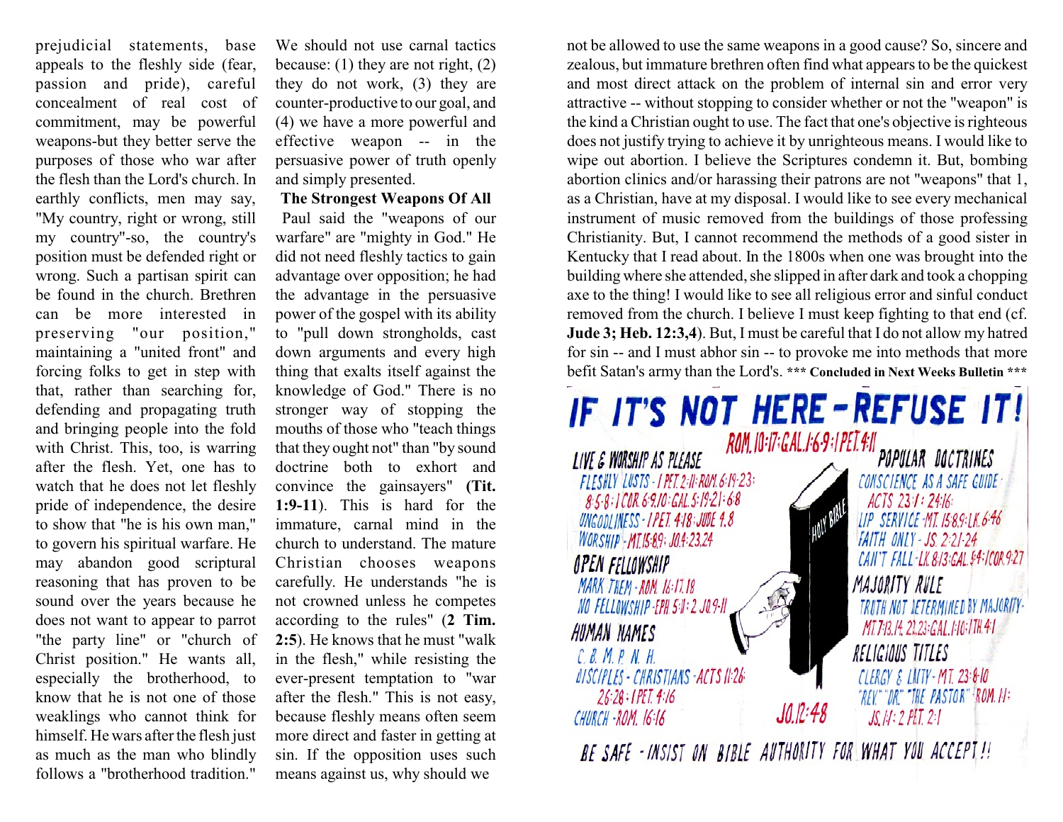prejudicial statements, base appeals to the fleshly side (fear, passion and pride), careful concealment of real cost of commitment, may be powerful weapons-but they better serve the purposes of those who war after the flesh than the Lord's church. In earthly conflicts, men may say, "My country, right or wrong, still my country"-so, the country's position must be defended right or wrong. Such a partisan spirit can be found in the church. Brethren can be more interested in preserving "our position," maintaining a "united front" and forcing folks to get in step with that, rather than searching for, defending and propagating truth and bringing people into the fold with Christ. This, too, is warring after the flesh. Yet, one has to watch that he does not let fleshly pride of independence, the desire to show that "he is his own man," to govern his spiritual warfare. He may abandon good scriptural reasoning that has proven to be sound over the years because he does not want to appear to parrot "the party line" or "church of Christ position." He wants all, especially the brotherhood, to know that he is not one of those weaklings who cannot think for himself. He wars after the flesh just as much as the man who blindly follows a "brotherhood tradition."

We should not use carnal tactics because: (1) they are not right, (2) they do not work, (3) they are counter-productive to our goal, and (4) we have a more powerful and effective weapon -- in the persuasive power of truth openly and simply presented.

**The Strongest Weapons Of All**

Paul said the "weapons of our warfare" are "mighty in God." He did not need fleshly tactics to gain advantage over opposition; he had the advantage in the persuasive power of the gospel with its ability to "pull down strongholds, cast down arguments and every high thing that exalts itself against the knowledge of God." There is no stronger way of stopping the mouths of those who "teach things that they ought not" than "by sound doctrine both to exhort and convince the gainsayers" **(Tit. 1:9-11)**. This is hard for the immature, carnal mind in the church to understand. The mature Christian chooses weapons carefully. He understands "he is not crowned unless he competes according to the rules" (**2 Tim. 2:5**). He knows that he must "walk in the flesh," while resisting the ever-present temptation to "war after the flesh." This is not easy, because fleshly means often seem more direct and faster in getting at sin. If the opposition uses such means against us, why should we not be allowed to use the same weapons in a good cause? So, sincere and zealous, but immature brethren often find what appears to be the quickest and most direct attack on the problem of internal sin and error very attractive -- without stopping to consider whether or not the "weapon" is the kind a Christian ought to use. The fact that one's objective is righteous does not justify trying to achieve it by unrighteous means. I would like to wipe out abortion. I believe the Scriptures condemn it. But, bombing abortion clinics and/or harassing their patrons are not "weapons" that 1, as a Christian, have at my disposal. I would like to see every mechanical instrument of music removed from the buildings of those professing Christianity. But, I cannot recommend the methods of a good sister in Kentucky that I read about. In the 1800s when one was brought into the building where she attended, she slipped in after dark and took a chopping axe to the thing! I would like to see all religious error and sinful conduct removed from the church. I believe I must keep fighting to that end (cf. **Jude 3; Heb. 12:3,4**). But, I must be careful that I do not allow my hatred for sin -- and I must abhor sin -- to provoke me into methods that more befit Satan's army than the Lord's. **\*\*\* Concluded in Next Weeks Bulletin \*\*\***

# IF IT'S NOT HERE - REFUSE IT!

ROM. 10:17: GAL. 1:6-9: I PET. 4:11

**LIVE & WORSHIP AS PLEASE**

FLESHLY LUSTS - I PET. 2:11: ROM. 6:19-23: 8:5-8: I COR. 6:9,10: GAL. 5:19-21: 6:8

UNGODLINESS - I PET. 4:18: JUDE 4, 8

WORSHIP - MT. 15:8,9: JO. 4:23,24

**OPEN FELLOWSHIP**

MARK THEM - ROM. 16:17,18

NO FELLOWSHIP - EPH. 5:11: 2 JO. 9-11

**HUMAN NAMES**

C. B. M. P. N. H.

DISCIPLES - CHRISTIANS - ACTS 11:26: 26:28: I PET. 4:16

CHURCH - ROM. 16:16

HOLY BIBLE

JO. 12:48

**POPULAR DOCTRINES**

CONSCIENCE AS A SAFE GUIDE - ACTS 23:1: 24:16:

LIP SERVICE - MT. 15:8,9: LK. 6:46

FAITH ONLY - JS. 2:21-24

CAN'T FALL - LK. 8:13: GAL. 5:4: I COR. 9:27

**MAJORITY RULE**

TRUTH NOT DETERMINED BY MAJORITY - MT. 7:13,14: 21-23: GAL. 1:10: I TH. 4:1

**RELIGIOUS TITLES**

CLERGY & LAITY - MT. 23:8-10

"REV." "DR." "THE PASTOR" ROM. 1:1: JS. 1:1: 2 PET. 2:1

BE SAFE - INSIST ON BIBLE AUTHORITY FOR WHAT YOU ACCEPT!!